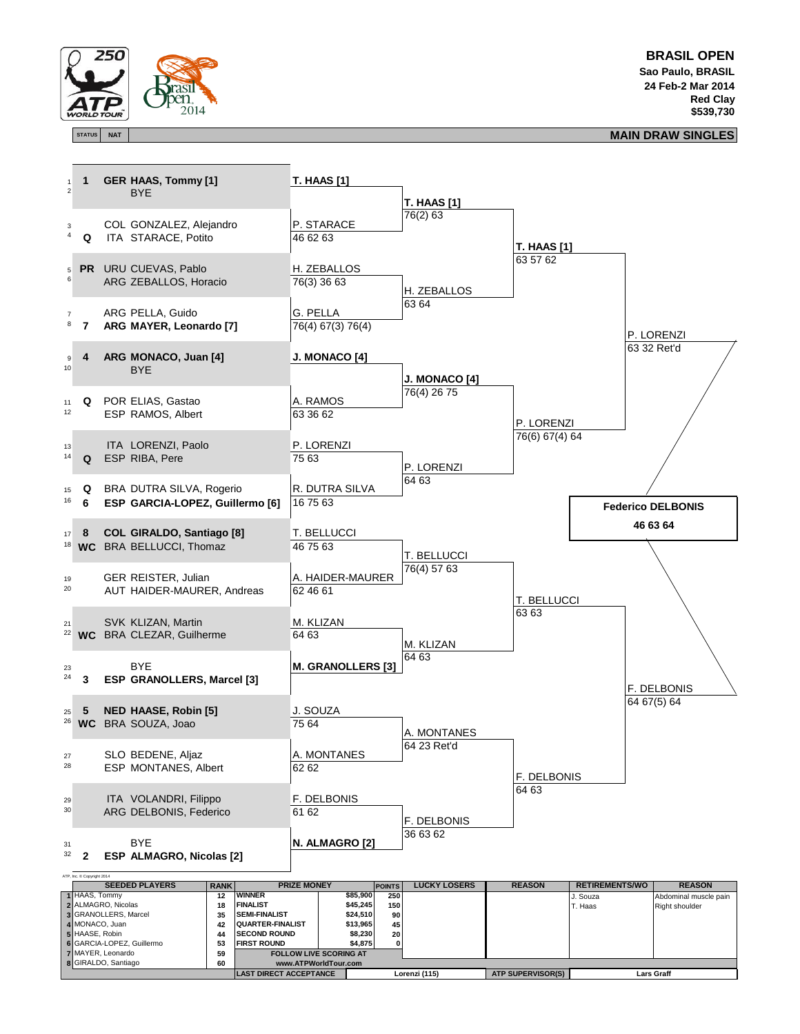# BRASIL OPEN

**Sao Paulo, BRASIL**
**24 Feb-2 Mar 2014**
**Red Clay**
**$539,730**

## MAIN DRAW SINGLES

| # | STATUS | NAT | Player | Round 1 | Round 2 | Quarterfinals | Semifinals | Final |
|---|---|---|---|---|---|---|---|---|
| 1 | 1 | GER | **HAAS, Tommy [1]** | **T. HAAS [1]** | **T. HAAS [1]** 76(2) 63 | **T. HAAS [1]** 63 57 62 | P. LORENZI 63 32 Ret'd | |
| 2 | | | BYE | | | | | |
| 3 | | COL | GONZALEZ, Alejandro | P. STARACE 46 62 63 | | | | |
| 4 | Q | ITA | STARACE, Potito | | | | | |
| 5 | PR | URU | CUEVAS, Pablo | H. ZEBALLOS 76(3) 36 63 | H. ZEBALLOS 63 64 | | | |
| 6 | | ARG | ZEBALLOS, Horacio | | | | | |
| 7 | | ARG | PELLA, Guido | G. PELLA 76(4) 67(3) 76(4) | | | | |
| 8 | 7 | ARG | **MAYER, Leonardo [7]** | | | | | |
| 9 | 4 | ARG | **MONACO, Juan [4]** | **J. MONACO [4]** | **J. MONACO [4]** 76(4) 26 75 | P. LORENZI 76(6) 67(4) 64 | | |
| 10 | | | BYE | | | | | |
| 11 | Q | POR | ELIAS, Gastao | A. RAMOS 63 36 62 | | | | |
| 12 | | ESP | RAMOS, Albert | | | | | |
| 13 | | ITA | LORENZI, Paolo | P. LORENZI 75 63 | P. LORENZI 64 63 | | | |
| 14 | Q | ESP | RIBA, Pere | | | | | |
| 15 | Q | BRA | DUTRA SILVA, Rogerio | R. DUTRA SILVA 16 75 63 | | | | |
| 16 | 6 | ESP | **GARCIA-LOPEZ, Guillermo [6]** | | | | | **Federico DELBONIS** 46 63 64 |
| 17 | 8 | COL | **GIRALDO, Santiago [8]** | T. BELLUCCI 46 75 63 | T. BELLUCCI 76(4) 57 63 | T. BELLUCCI 63 63 | F. DELBONIS 64 67(5) 64 | |
| 18 | WC | BRA | BELLUCCI, Thomaz | | | | | |
| 19 | | GER | REISTER, Julian | A. HAIDER-MAURER 62 46 61 | | | | |
| 20 | | AUT | HAIDER-MAURER, Andreas | | | | | |
| 21 | | SVK | KLIZAN, Martin | M. KLIZAN 64 63 | M. KLIZAN 64 63 | | | |
| 22 | WC | BRA | CLEZAR, Guilherme | | | | | |
| 23 | | | BYE | **M. GRANOLLERS [3]** | | | | |
| 24 | 3 | ESP | **GRANOLLERS, Marcel [3]** | | | | | |
| 25 | 5 | NED | **HAASE, Robin [5]** | J. SOUZA 75 64 | A. MONTANES 64 23 Ret'd | F. DELBONIS 64 63 | | |
| 26 | WC | BRA | SOUZA, Joao | | | | | |
| 27 | | SLO | BEDENE, Aljaz | A. MONTANES 62 62 | | | | |
| 28 | | ESP | MONTANES, Albert | | | | | |
| 29 | | ITA | VOLANDRI, Filippo | F. DELBONIS 61 62 | F. DELBONIS 36 63 62 | | | |
| 30 | | ARG | DELBONIS, Federico | | | | | |
| 31 | | | BYE | **N. ALMAGRO [2]** | | | | |
| 32 | 2 | ESP | **ALMAGRO, Nicolas [2]** | | | | | |

ATP, Inc. © Copyright 2014

| | SEEDED PLAYERS | RANK | PRIZE MONEY | | POINTS | LUCKY LOSERS | REASON | RETIREMENTS/WO | REASON |
|---|---|---|---|---|---|---|---|---|---|
| 1 | HAAS, Tommy | 12 | WINNER | $85,900 | 250 | | | J. Souza | Abdominal muscle pain |
| 2 | ALMAGRO, Nicolas | 18 | FINALIST | $45,245 | 150 | | | T. Haas | Right shoulder |
| 3 | GRANOLLERS, Marcel | 35 | SEMI-FINALIST | $24,510 | 90 | | | | |
| 4 | MONACO, Juan | 42 | QUARTER-FINALIST | $13,965 | 45 | | | | |
| 5 | HAASE, Robin | 44 | SECOND ROUND | $8,230 | 20 | | | | |
| 6 | GARCIA-LOPEZ, Guillermo | 53 | FIRST ROUND | $4,875 | 0 | | | | |
| 7 | MAYER, Leonardo | 59 | FOLLOW LIVE SCORING AT | | | | | | |
| 8 | GIRALDO, Santiago | 60 | www.ATPWorldTour.com | | | | | | |
| | | | LAST DIRECT ACCEPTANCE | | | Lorenzi (115) | ATP SUPERVISOR(S) | Lars Graff | |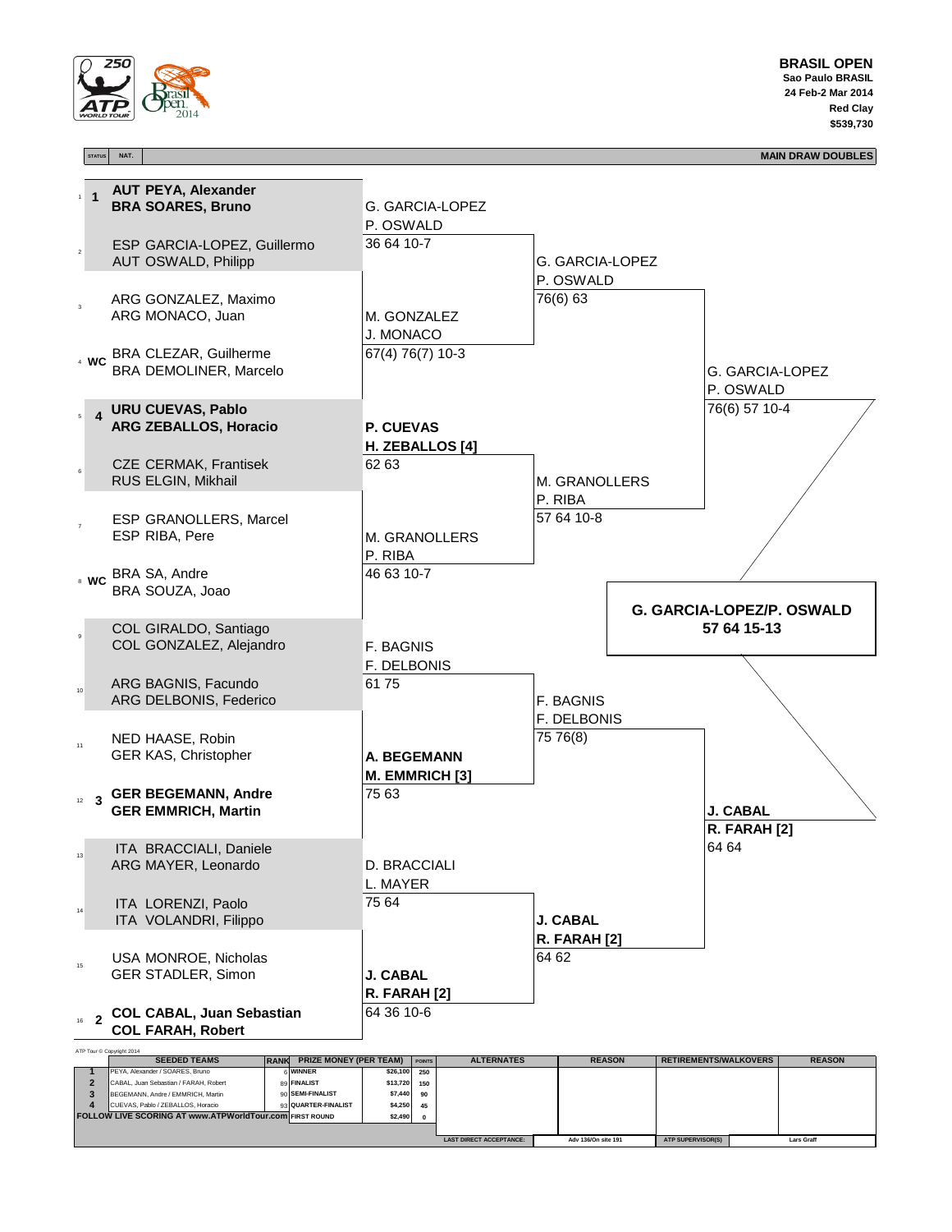# BRASIL OPEN

**Sao Paulo BRASIL**
**24 Feb-2 Mar 2014**
**Red Clay**
**$539,730**

**MAIN DRAW DOUBLES**

| STATUS | NAT. | First Round | Quarterfinals | Semifinals | Final |
|---|---|---|---|---|---|
| 1 | 1 | **AUT PEYA, Alexander / BRA SOARES, Bruno** | G. GARCIA-LOPEZ / P. OSWALD 36 64 10-7 | G. GARCIA-LOPEZ / P. OSWALD 76(6) 63 | G. GARCIA-LOPEZ / P. OSWALD 76(6) 57 10-4 |
| 2 | | ESP GARCIA-LOPEZ, Guillermo / AUT OSWALD, Philipp | | | |
| 3 | | ARG GONZALEZ, Maximo / ARG MONACO, Juan | M. GONZALEZ / J. MONACO 67(4) 76(7) 10-3 | | |
| 4 | WC | BRA CLEZAR, Guilherme / BRA DEMOLINER, Marcelo | | | |
| 5 | 4 | **URU CUEVAS, Pablo / ARG ZEBALLOS, Horacio** | **P. CUEVAS / H. ZEBALLOS [4]** 62 63 | M. GRANOLLERS / P. RIBA 57 64 10-8 | |
| 6 | | CZE CERMAK, Frantisek / RUS ELGIN, Mikhail | | | |
| 7 | | ESP GRANOLLERS, Marcel / ESP RIBA, Pere | M. GRANOLLERS / P. RIBA 46 63 10-7 | | |
| 8 | WC | BRA SA, Andre / BRA SOUZA, Joao | | | |
| 9 | | COL GIRALDO, Santiago / COL GONZALEZ, Alejandro | F. BAGNIS / F. DELBONIS 61 75 | F. BAGNIS / F. DELBONIS 75 76(8) | **J. CABAL / R. FARAH [2]** 64 64 |
| 10 | | ARG BAGNIS, Facundo / ARG DELBONIS, Federico | | | |
| 11 | | NED HAASE, Robin / GER KAS, Christopher | **A. BEGEMANN / M. EMMRICH [3]** 75 63 | | |
| 12 | 3 | **GER BEGEMANN, Andre / GER EMMRICH, Martin** | | | |
| 13 | | ITA BRACCIALI, Daniele / ARG MAYER, Leonardo | D. BRACCIALI / L. MAYER 75 64 | **J. CABAL / R. FARAH [2]** 64 62 | |
| 14 | | ITA LORENZI, Paolo / ITA VOLANDRI, Filippo | | | |
| 15 | | USA MONROE, Nicholas / GER STADLER, Simon | **J. CABAL / R. FARAH [2]** 64 36 10-6 | | |
| 16 | 2 | **COL CABAL, Juan Sebastian / COL FARAH, Robert** | | | |

**Winners: G. GARCIA-LOPEZ/P. OSWALD 57 64 15-13**

ATP Tour © Copyright 2014

| | SEEDED TEAMS | RANK | PRIZE MONEY (PER TEAM) | | POINTS | ALTERNATES | REASON | RETIREMENTS/WALKOVERS | REASON |
|---|---|---|---|---|---|---|---|---|---|
| 1 | PEYA, Alexander / SOARES, Bruno | 6 | WINNER | $26,100 | 250 | | | | |
| 2 | CABAL, Juan Sebastian / FARAH, Robert | 89 | FINALIST | $13,720 | 150 | | | | |
| 3 | BEGEMANN, Andre / EMMRICH, Martin | 90 | SEMI-FINALIST | $7,440 | 90 | | | | |
| 4 | CUEVAS, Pablo / ZEBALLOS, Horacio | 93 | QUARTER-FINALIST | $4,250 | 45 | | | | |
| | FOLLOW LIVE SCORING AT www.ATPWorldTour.com | | FIRST ROUND | $2,490 | 0 | | | | |

LAST DIRECT ACCEPTANCE: Adv 136/On site 191 | ATP SUPERVISOR(S): Lars Graff